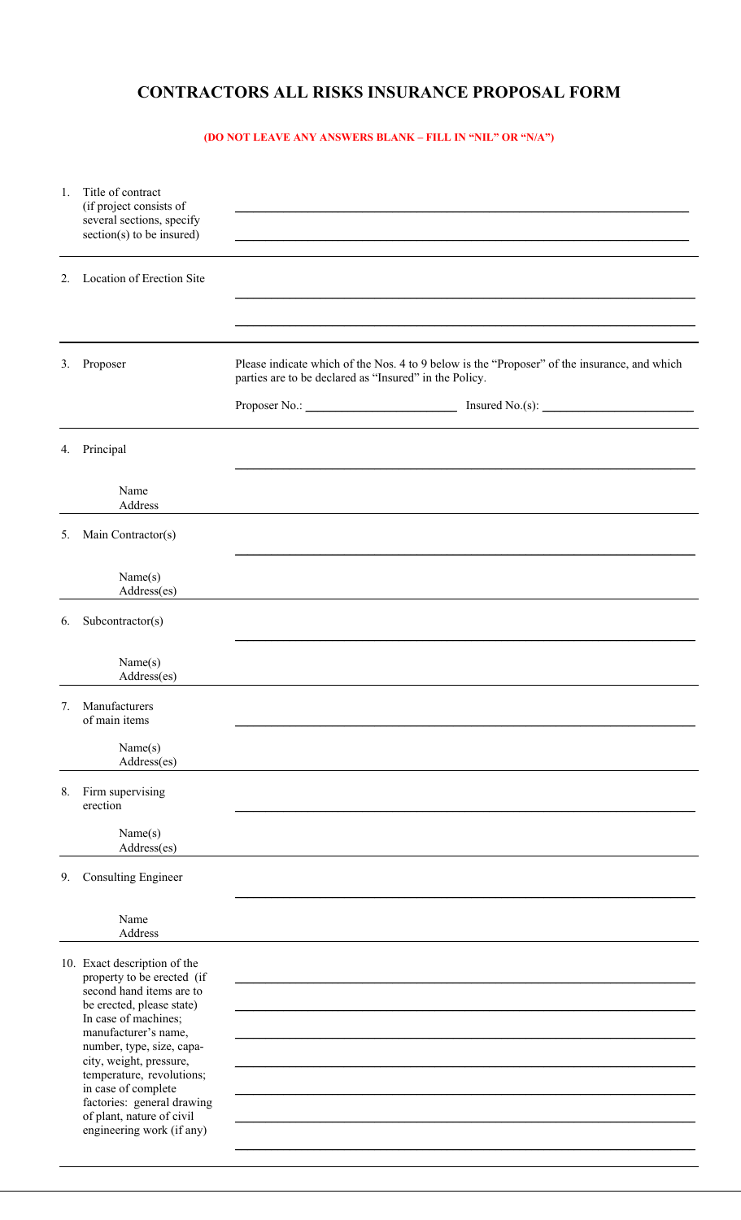# CONTRACTORS ALL RISKS INSURANCE PROPOSAL FORM

**(DO NOT LEAVE ANY ANSWERS BLANK – FILL IN "NIL" OR "N/A")**

1. Title of contract (if project consists of several sections, specify section(s) to be insured)

   \_\_\_\_\_\_\_\_\_\_\_\_\_\_\_\_\_\_\_\_\_\_\_\_\_\_\_\_\_\_\_\_\_\_\_\_\_\_\_\_

   \_\_\_\_\_\_\_\_\_\_\_\_\_\_\_\_\_\_\_\_\_\_\_\_\_\_\_\_\_\_\_\_\_\_\_\_\_\_\_\_

2. Location of Erection Site

   \_\_\_\_\_\_\_\_\_\_\_\_\_\_\_\_\_\_\_\_\_\_\_\_\_\_\_\_\_\_\_\_\_\_\_\_\_\_\_\_

   \_\_\_\_\_\_\_\_\_\_\_\_\_\_\_\_\_\_\_\_\_\_\_\_\_\_\_\_\_\_\_\_\_\_\_\_\_\_\_\_

3. Proposer

   Please indicate which of the Nos. 4 to 9 below is the "Proposer" of the insurance, and which parties are to be declared as "Insured" in the Policy.

   Proposer No.: \_\_\_\_\_\_\_\_\_\_\_\_\_\_\_\_ Insured No.(s): \_\_\_\_\_\_\_\_\_\_\_\_\_\_\_\_

4. Principal

   Name
   Address

   \_\_\_\_\_\_\_\_\_\_\_\_\_\_\_\_\_\_\_\_\_\_\_\_\_\_\_\_\_\_\_\_\_\_\_\_\_\_\_\_

5. Main Contractor(s)

   Name(s)
   Address(es)

   \_\_\_\_\_\_\_\_\_\_\_\_\_\_\_\_\_\_\_\_\_\_\_\_\_\_\_\_\_\_\_\_\_\_\_\_\_\_\_\_

6. Subcontractor(s)

   Name(s)
   Address(es)

   \_\_\_\_\_\_\_\_\_\_\_\_\_\_\_\_\_\_\_\_\_\_\_\_\_\_\_\_\_\_\_\_\_\_\_\_\_\_\_\_

7. Manufacturers of main items

   Name(s)
   Address(es)

   \_\_\_\_\_\_\_\_\_\_\_\_\_\_\_\_\_\_\_\_\_\_\_\_\_\_\_\_\_\_\_\_\_\_\_\_\_\_\_\_

8. Firm supervising erection

   Name(s)
   Address(es)

   \_\_\_\_\_\_\_\_\_\_\_\_\_\_\_\_\_\_\_\_\_\_\_\_\_\_\_\_\_\_\_\_\_\_\_\_\_\_\_\_

9. Consulting Engineer

   Name
   Address

   \_\_\_\_\_\_\_\_\_\_\_\_\_\_\_\_\_\_\_\_\_\_\_\_\_\_\_\_\_\_\_\_\_\_\_\_\_\_\_\_

10. Exact description of the property to be erected (if second hand items are to be erected, please state) In case of machines; manufacturer's name, number, type, size, capacity, weight, pressure, temperature, revolutions; in case of complete factories: general drawing of plant, nature of civil engineering work (if any)

    \_\_\_\_\_\_\_\_\_\_\_\_\_\_\_\_\_\_\_\_\_\_\_\_\_\_\_\_\_\_\_\_\_\_\_\_\_\_\_\_

    \_\_\_\_\_\_\_\_\_\_\_\_\_\_\_\_\_\_\_\_\_\_\_\_\_\_\_\_\_\_\_\_\_\_\_\_\_\_\_\_

    \_\_\_\_\_\_\_\_\_\_\_\_\_\_\_\_\_\_\_\_\_\_\_\_\_\_\_\_\_\_\_\_\_\_\_\_\_\_\_\_

    \_\_\_\_\_\_\_\_\_\_\_\_\_\_\_\_\_\_\_\_\_\_\_\_\_\_\_\_\_\_\_\_\_\_\_\_\_\_\_\_

    \_\_\_\_\_\_\_\_\_\_\_\_\_\_\_\_\_\_\_\_\_\_\_\_\_\_\_\_\_\_\_\_\_\_\_\_\_\_\_\_

    \_\_\_\_\_\_\_\_\_\_\_\_\_\_\_\_\_\_\_\_\_\_\_\_\_\_\_\_\_\_\_\_\_\_\_\_\_\_\_\_

    \_\_\_\_\_\_\_\_\_\_\_\_\_\_\_\_\_\_\_\_\_\_\_\_\_\_\_\_\_\_\_\_\_\_\_\_\_\_\_\_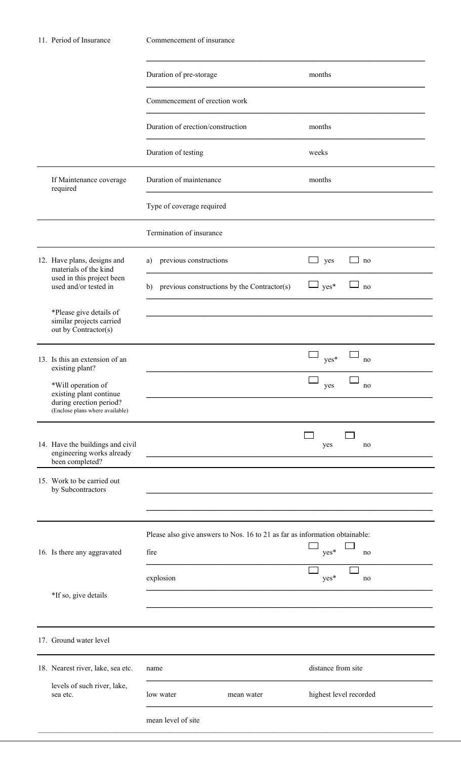| | | | |
|---|---|---|---|
| 11. Period of Insurance | Commencement of insurance | | |
| | Duration of pre-storage | months | |
| | Commencement of erection work | | |
| | Duration of erection/construction | months | |
| | Duration of testing | weeks | |
| If Maintenance coverage required | Duration of maintenance | months | |
| | Type of coverage required | | |
| | Termination of insurance | | |
| 12. Have plans, designs and materials of the kind used in this project been used and/or tested in | a) previous constructions | ☐ yes | ☐ no |
| | b) previous constructions by the Contractor(s) | ☐ yes* | ☐ no |
| *Please give details of similar projects carried out by Contractor(s) | | | |
| 13. Is this an extension of an existing plant? | | ☐ yes* | ☐ no |
| *Will operation of existing plant continue during erection period? (Enclose plans where available) | | ☐ yes | ☐ no |
| 14. Have the buildings and civil engineering works already been completed? | | ☐ yes | ☐ no |
| 15. Work to be carried out by Subcontractors | | | |

Please also give answers to Nos. 16 to 21 as far as information obtainable:

| | | | |
|---|---|---|---|
| 16. Is there any aggravated | fire | ☐ yes* | ☐ no |
| | explosion | ☐ yes* | ☐ no |
| *If so, give details | | | |
| 17. Ground water level | | | |

| | | | |
|---|---|---|---|
| 18. Nearest river, lake, sea etc. | name | | distance from site |
| levels of such river, lake, sea etc. | low water | mean water | highest level recorded |
| | mean level of site | | |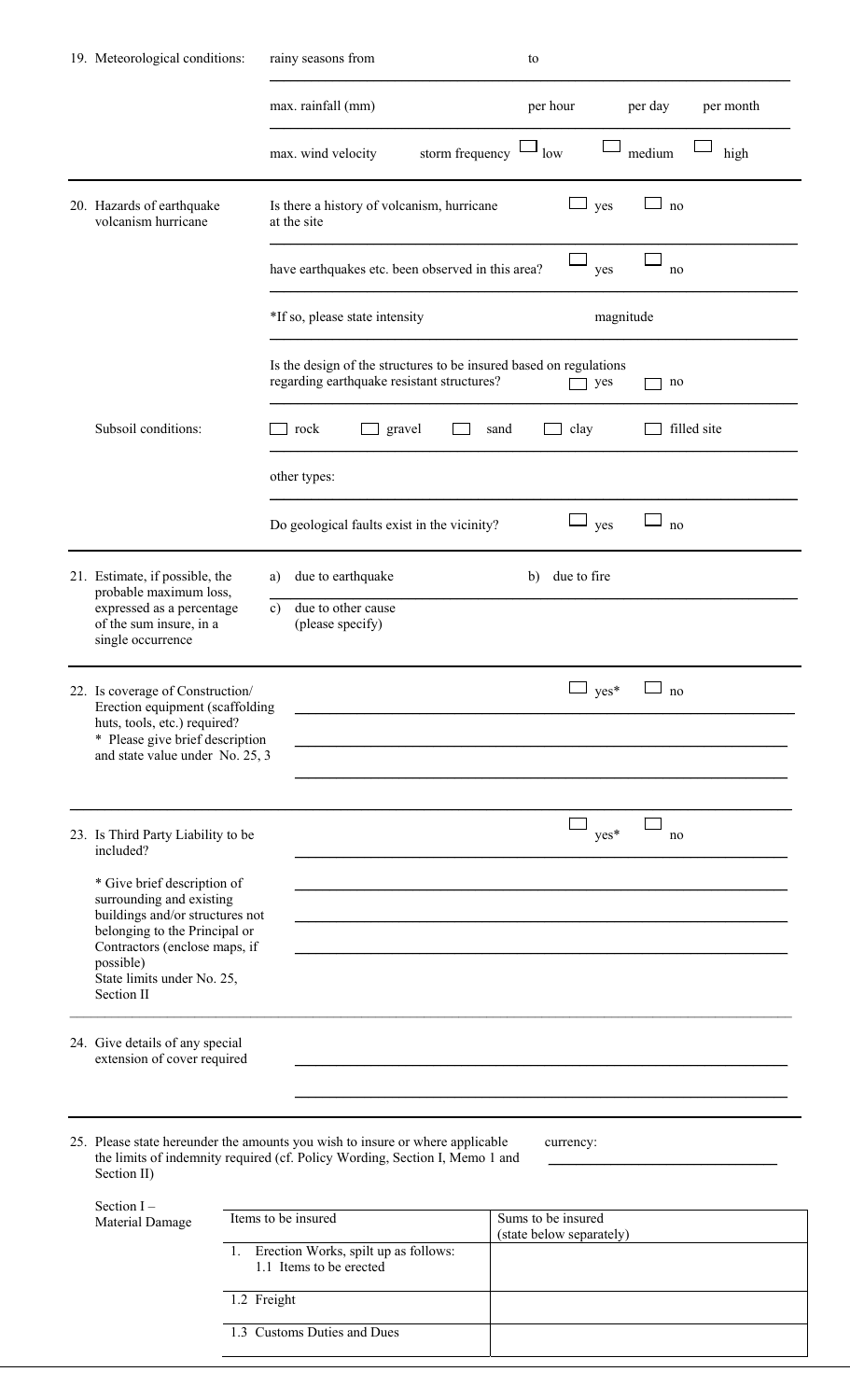19. Meteorological conditions:

rainy seasons from ______ to ______

max. rainfall (mm) ______ per hour ______ per day ______ per month ______

max. wind velocity ______ storm frequency ☐ low ☐ medium ☐ high

---

20. Hazards of earthquake volcanism hurricane

Is there a history of volcanism, hurricane at the site ☐ yes ☐ no

have earthquakes etc. been observed in this area? ☐ yes ☐ no

*If so, please state intensity ______ magnitude ______

Is the design of the structures to be insured based on regulations regarding earthquake resistant structures? ☐ yes ☐ no

Subsoil conditions:

☐ rock ☐ gravel ☐ sand ☐ clay ☐ filled site

other types: ______

Do geological faults exist in the vicinity? ☐ yes ☐ no

---

21. Estimate, if possible, the probable maximum loss, expressed as a percentage of the sum insure, in a single occurrence

a) due to earthquake ______ b) due to fire ______

c) due to other cause (please specify) ______

---

22. Is coverage of Construction/ Erection equipment (scaffolding huts, tools, etc.) required?
\* Please give brief description and state value under No. 25, 3

☐ yes* ☐ no

______

______

______

---

23. Is Third Party Liability to be included?

\* Give brief description of surrounding and existing buildings and/or structures not belonging to the Principal or Contractors (enclose maps, if possible)
State limits under No. 25, Section II

☐ yes* ☐ no

______

______

______

______

---

24. Give details of any special extension of cover required

______

______

---

25. Please state hereunder the amounts you wish to insure or where applicable the limits of indemnity required (cf. Policy Wording, Section I, Memo 1 and Section II)

currency: ______

Section I – Material Damage

| Items to be insured | Sums to be insured (state below separately) |
|---|---|
| 1. Erection Works, spilt up as follows:<br>1.1 Items to be erected | |
| 1.2 Freight | |
| 1.3 Customs Duties and Dues | |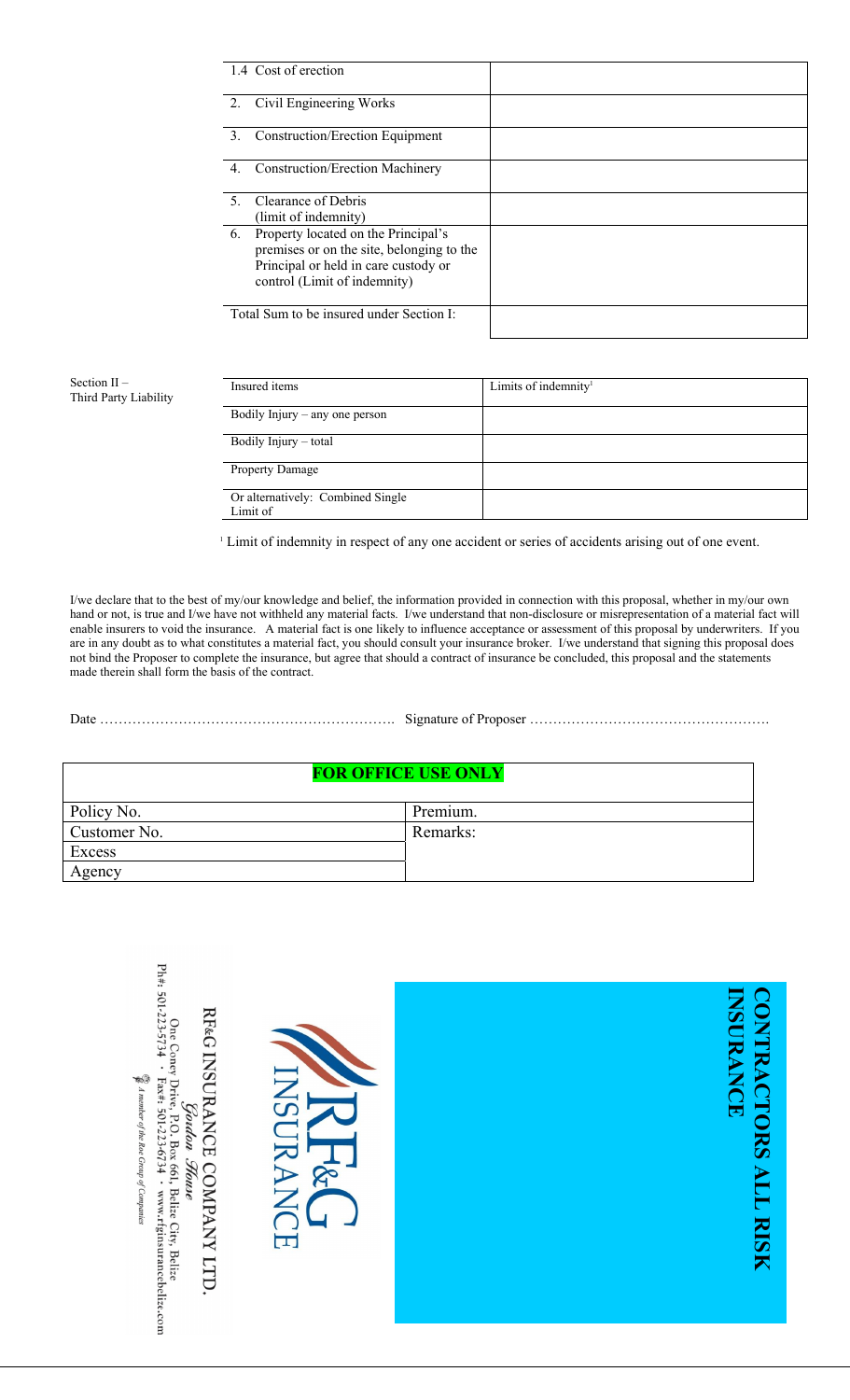| | |
|---|---|
| 1.4 Cost of erection | |
| 2. Civil Engineering Works | |
| 3. Construction/Erection Equipment | |
| 4. Construction/Erection Machinery | |
| 5. Clearance of Debris (limit of indemnity) | |
| 6. Property located on the Principal's premises or on the site, belonging to the Principal or held in care custody or control (Limit of indemnity) | |
| Total Sum to be insured under Section I: | |

Section II – Third Party Liability

| Insured items | Limits of indemnity[1] |
|---|---|
| Bodily Injury – any one person | |
| Bodily Injury – total | |
| Property Damage | |
| Or alternatively: Combined Single Limit of | |

[1] Limit of indemnity in respect of any one accident or series of accidents arising out of one event.

I/we declare that to the best of my/our knowledge and belief, the information provided in connection with this proposal, whether in my/our own hand or not, is true and I/we have not withheld any material facts. I/we understand that non-disclosure or misrepresentation of a material fact will enable insurers to void the insurance. A material fact is one likely to influence acceptance or assessment of this proposal by underwriters. If you are in any doubt as to what constitutes a material fact, you should consult your insurance broker. I/we understand that signing this proposal does not bind the Proposer to complete the insurance, but agree that should a contract of insurance be concluded, this proposal and the statements made therein shall form the basis of the contract.

Date ………………………………………………………. Signature of Proposer …………………………………………….

| FOR OFFICE USE ONLY | |
|---|---|
| Policy No. | Premium. |
| Customer No. | Remarks: |
| Excess | |
| Agency | |

RF&G INSURANCE

RF&G INSURANCE COMPANY LTD.

*Gordon House*

One Coney Drive, P.O. Box 661, Belize City, Belize

Ph#: 501-223-5734 · Fax#: 501-223-6734 · www.rfginsurancebelize.com

*A member of the Roe Group of Companies*

**CONTRACTORS ALL RISK INSURANCE**